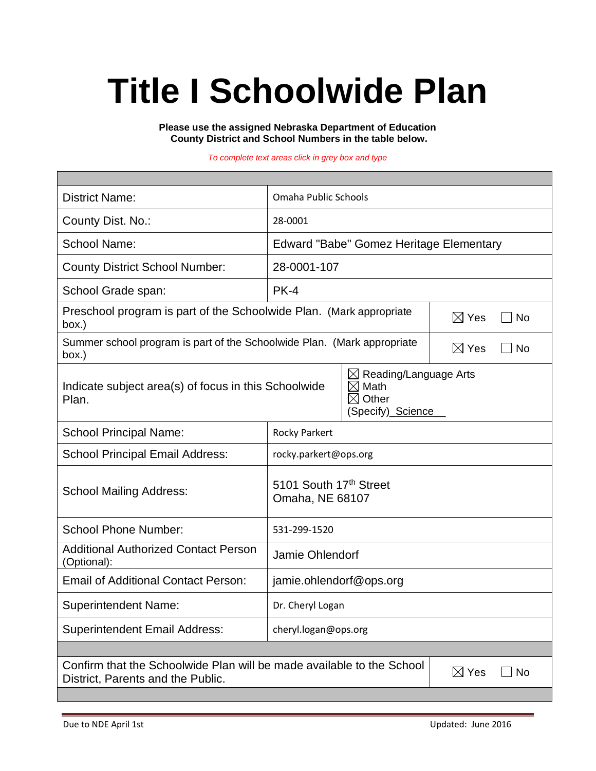# Title I Schoolwide Plan

**Please use the assigned Nebraska Department of Education County District and School Numbers in the table below.**

*To complete text areas click in grey box and type*

| | | |
|---|---|---|
| District Name: | Omaha Public Schools | |
| County Dist. No.: | 28-0001 | |
| School Name: | Edward "Babe" Gomez Heritage Elementary | |
| County District School Number: | 28-0001-107 | |
| School Grade span: | PK-4 | |
| Preschool program is part of the Schoolwide Plan. (Mark appropriate box.) | | ☒ Yes ☐ No |
| Summer school program is part of the Schoolwide Plan. (Mark appropriate box.) | | ☒ Yes ☐ No |
| Indicate subject area(s) of focus in this Schoolwide Plan. | | ☒ Reading/Language Arts<br>☒ Math<br>☒ Other<br>(Specify)_Science__ |
| School Principal Name: | Rocky Parkert | |
| School Principal Email Address: | rocky.parkert@ops.org | |
| School Mailing Address: | 5101 South 17th Street<br>Omaha, NE 68107 | |
| School Phone Number: | 531-299-1520 | |
| Additional Authorized Contact Person (Optional): | Jamie Ohlendorf | |
| Email of Additional Contact Person: | jamie.ohlendorf@ops.org | |
| Superintendent Name: | Dr. Cheryl Logan | |
| Superintendent Email Address: | cheryl.logan@ops.org | |
| Confirm that the Schoolwide Plan will be made available to the School District, Parents and the Public. | | ☒ Yes ☐ No |

Due to NDE April 1st

Updated: June 2016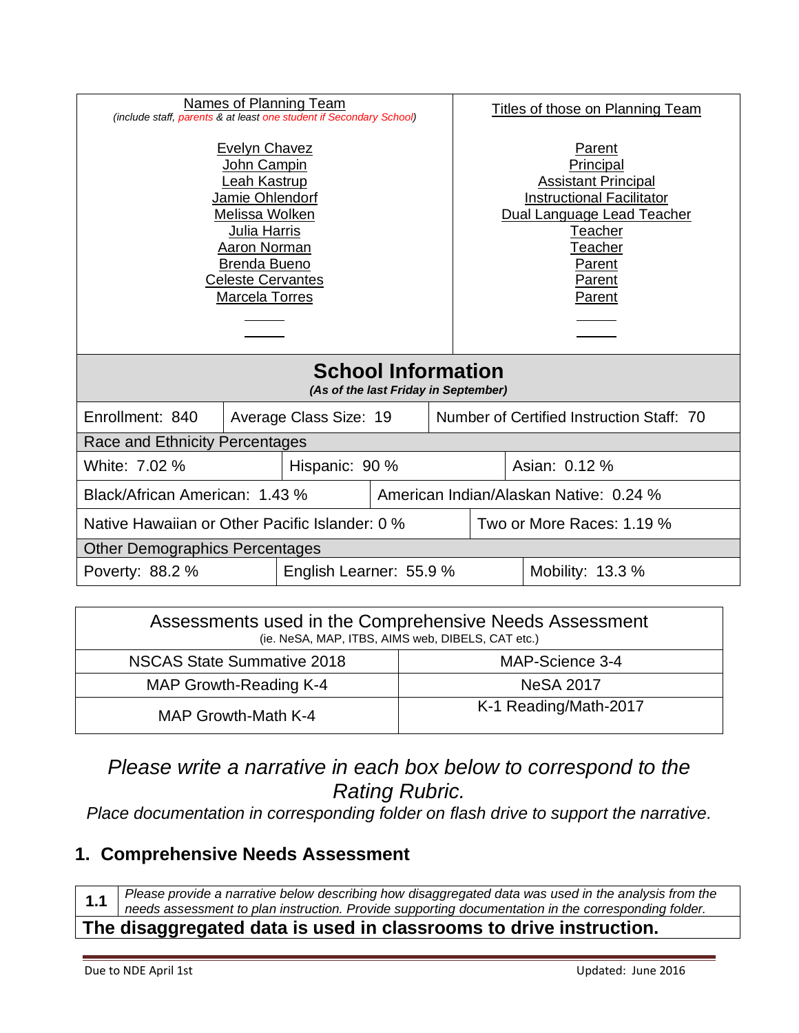| Names of Planning Team (include staff, parents & at least one student if Secondary School) | Titles of those on Planning Team |
|---|---|
| Evelyn Chavez | Parent |
| John Campin | Principal |
| Leah Kastrup | Assistant Principal |
| Jamie Ohlendorf | Instructional Facilitator |
| Melissa Wolken | Dual Language Lead Teacher |
| Julia Harris | Teacher |
| Aaron Norman | Teacher |
| Brenda Bueno | Parent |
| Celeste Cervantes | Parent |
| Marcela Torres | Parent |

## School Information

*(As of the last Friday in September)*

| Enrollment: 840 | Average Class Size: 19 | Number of Certified Instruction Staff: 70 |
|---|---|---|
| **Race and Ethnicity Percentages** | | |
| White: 7.02 % | Hispanic: 90 % | Asian: 0.12 % |
| Black/African American: 1.43 % | American Indian/Alaskan Native: 0.24 % | |
| Native Hawaiian or Other Pacific Islander: 0 % | Two or More Races: 1.19 % | |
| **Other Demographics Percentages** | | |
| Poverty: 88.2 % | English Learner: 55.9 % | Mobility: 13.3 % |

| Assessments used in the Comprehensive Needs Assessment (ie. NeSA, MAP, ITBS, AIMS web, DIBELS, CAT etc.) | |
|---|---|
| NSCAS State Summative 2018 | MAP-Science 3-4 |
| MAP Growth-Reading K-4 | NeSA 2017 |
| MAP Growth-Math K-4 | K-1 Reading/Math-2017 |

*Please write a narrative in each box below to correspond to the Rating Rubric.*

*Place documentation in corresponding folder on flash drive to support the narrative.*

## 1. Comprehensive Needs Assessment

| 1.1 | *Please provide a narrative below describing how disaggregated data was used in the analysis from the needs assessment to plan instruction. Provide supporting documentation in the corresponding folder.* |
|---|---|

**The disaggregated data is used in classrooms to drive instruction.**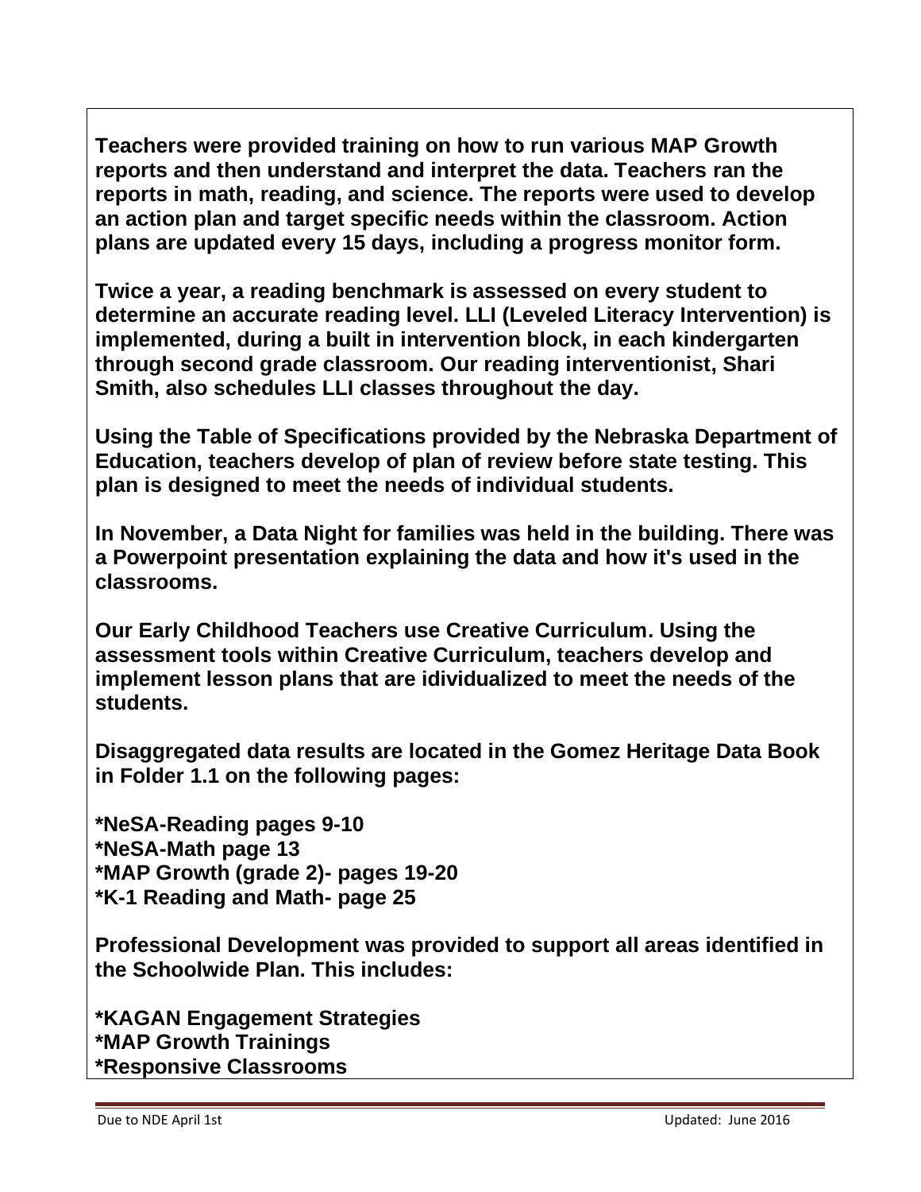**Teachers were provided training on how to run various MAP Growth reports and then understand and interpret the data. Teachers ran the reports in math, reading, and science. The reports were used to develop an action plan and target specific needs within the classroom. Action plans are updated every 15 days, including a progress monitor form.**

**Twice a year, a reading benchmark is assessed on every student to determine an accurate reading level. LLI (Leveled Literacy Intervention) is implemented, during a built in intervention block, in each kindergarten through second grade classroom. Our reading interventionist, Shari Smith, also schedules LLI classes throughout the day.**

**Using the Table of Specifications provided by the Nebraska Department of Education, teachers develop of plan of review before state testing. This plan is designed to meet the needs of individual students.**

**In November, a Data Night for families was held in the building. There was a Powerpoint presentation explaining the data and how it's used in the classrooms.**

**Our Early Childhood Teachers use Creative Curriculum. Using the assessment tools within Creative Curriculum, teachers develop and implement lesson plans that are idividualized to meet the needs of the students.**

**Disaggregated data results are located in the Gomez Heritage Data Book in Folder 1.1 on the following pages:**

**\*NeSA-Reading pages 9-10**
**\*NeSA-Math page 13**
**\*MAP Growth (grade 2)- pages 19-20**
**\*K-1 Reading and Math- page 25**

**Professional Development was provided to support all areas identified in the Schoolwide Plan. This includes:**

**\*KAGAN Engagement Strategies**
**\*MAP Growth Trainings**
**\*Responsive Classrooms**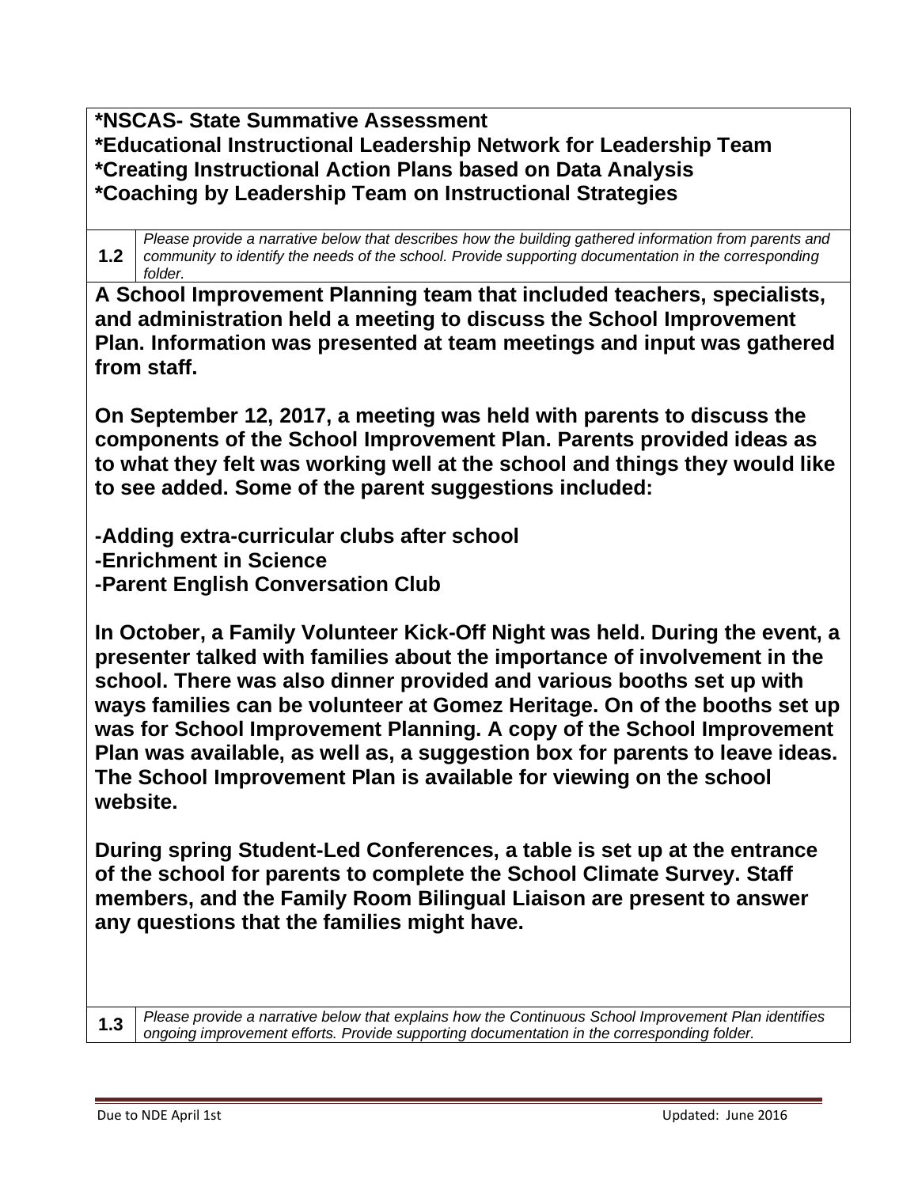**\*NSCAS- State Summative Assessment**
**\*Educational Instructional Leadership Network for Leadership Team**
**\*Creating Instructional Action Plans based on Data Analysis**
**\*Coaching by Leadership Team on Instructional Strategies**

| 1.2 | *Please provide a narrative below that describes how the building gathered information from parents and community to identify the needs of the school. Provide supporting documentation in the corresponding folder.* |
|---|---|

**A School Improvement Planning team that included teachers, specialists, and administration held a meeting to discuss the School Improvement Plan. Information was presented at team meetings and input was gathered from staff.**

**On September 12, 2017, a meeting was held with parents to discuss the components of the School Improvement Plan. Parents provided ideas as to what they felt was working well at the school and things they would like to see added. Some of the parent suggestions included:**

**-Adding extra-curricular clubs after school**
**-Enrichment in Science**
**-Parent English Conversation Club**

**In October, a Family Volunteer Kick-Off Night was held. During the event, a presenter talked with families about the importance of involvement in the school. There was also dinner provided and various booths set up with ways families can be volunteer at Gomez Heritage. On of the booths set up was for School Improvement Planning. A copy of the School Improvement Plan was available, as well as, a suggestion box for parents to leave ideas. The School Improvement Plan is available for viewing on the school website.**

**During spring Student-Led Conferences, a table is set up at the entrance of the school for parents to complete the School Climate Survey. Staff members, and the Family Room Bilingual Liaison are present to answer any questions that the families might have.**

| 1.3 | *Please provide a narrative below that explains how the Continuous School Improvement Plan identifies ongoing improvement efforts. Provide supporting documentation in the corresponding folder.* |
|---|---|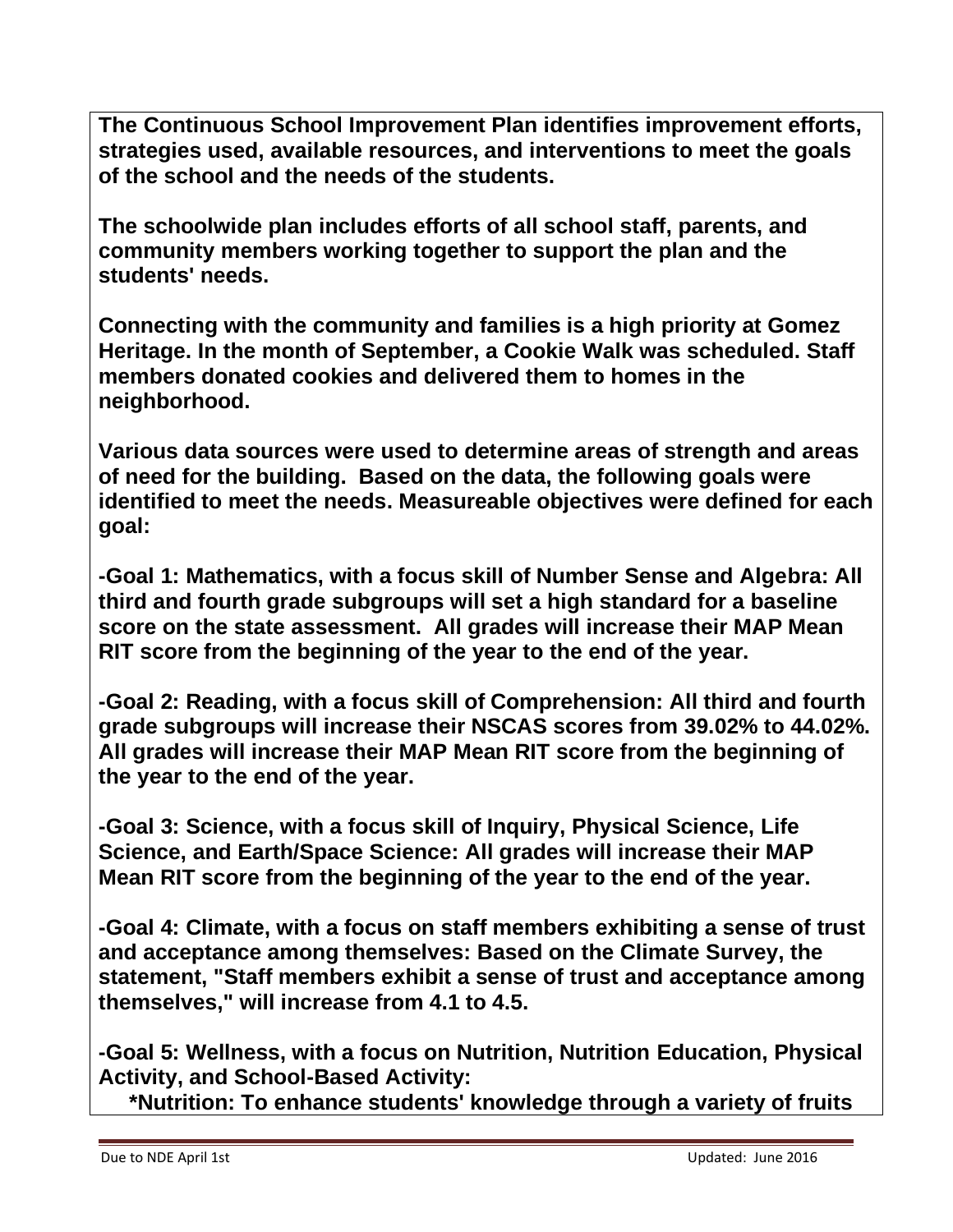**The Continuous School Improvement Plan identifies improvement efforts, strategies used, available resources, and interventions to meet the goals of the school and the needs of the students.**

**The schoolwide plan includes efforts of all school staff, parents, and community members working together to support the plan and the students' needs.**

**Connecting with the community and families is a high priority at Gomez Heritage. In the month of September, a Cookie Walk was scheduled. Staff members donated cookies and delivered them to homes in the neighborhood.**

**Various data sources were used to determine areas of strength and areas of need for the building. Based on the data, the following goals were identified to meet the needs. Measureable objectives were defined for each goal:**

**-Goal 1: Mathematics, with a focus skill of Number Sense and Algebra: All third and fourth grade subgroups will set a high standard for a baseline score on the state assessment. All grades will increase their MAP Mean RIT score from the beginning of the year to the end of the year.**

**-Goal 2: Reading, with a focus skill of Comprehension: All third and fourth grade subgroups will increase their NSCAS scores from 39.02% to 44.02%. All grades will increase their MAP Mean RIT score from the beginning of the year to the end of the year.**

**-Goal 3: Science, with a focus skill of Inquiry, Physical Science, Life Science, and Earth/Space Science: All grades will increase their MAP Mean RIT score from the beginning of the year to the end of the year.**

**-Goal 4: Climate, with a focus on staff members exhibiting a sense of trust and acceptance among themselves: Based on the Climate Survey, the statement, "Staff members exhibit a sense of trust and acceptance among themselves," will increase from 4.1 to 4.5.**

**-Goal 5: Wellness, with a focus on Nutrition, Nutrition Education, Physical Activity, and School-Based Activity:**

**\*Nutrition: To enhance students' knowledge through a variety of fruits**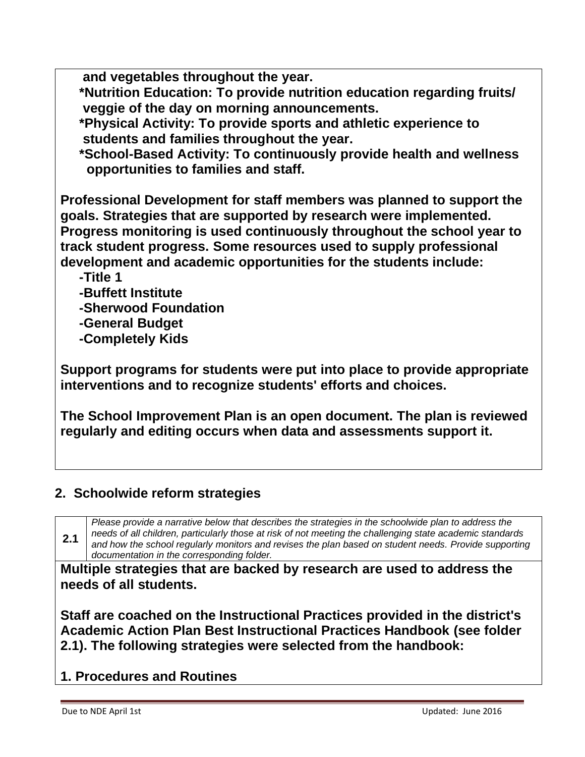**and vegetables throughout the year.**

**\*Nutrition Education: To provide nutrition education regarding fruits/ veggie of the day on morning announcements.**

**\*Physical Activity: To provide sports and athletic experience to students and families throughout the year.**

**\*School-Based Activity: To continuously provide health and wellness opportunities to families and staff.**

**Professional Development for staff members was planned to support the goals. Strategies that are supported by research were implemented. Progress monitoring is used continuously throughout the school year to track student progress. Some resources used to supply professional development and academic opportunities for the students include:**

**-Title 1**
**-Buffett Institute**
**-Sherwood Foundation**
**-General Budget**
**-Completely Kids**

**Support programs for students were put into place to provide appropriate interventions and to recognize students' efforts and choices.**

**The School Improvement Plan is an open document. The plan is reviewed regularly and editing occurs when data and assessments support it.**

## 2. Schoolwide reform strategies

| 2.1 | *Please provide a narrative below that describes the strategies in the schoolwide plan to address the needs of all children, particularly those at risk of not meeting the challenging state academic standards and how the school regularly monitors and revises the plan based on student needs. Provide supporting documentation in the corresponding folder.* |
|---|---|

**Multiple strategies that are backed by research are used to address the needs of all students.**

**Staff are coached on the Instructional Practices provided in the district's Academic Action Plan Best Instructional Practices Handbook (see folder 2.1). The following strategies were selected from the handbook:**

**1. Procedures and Routines**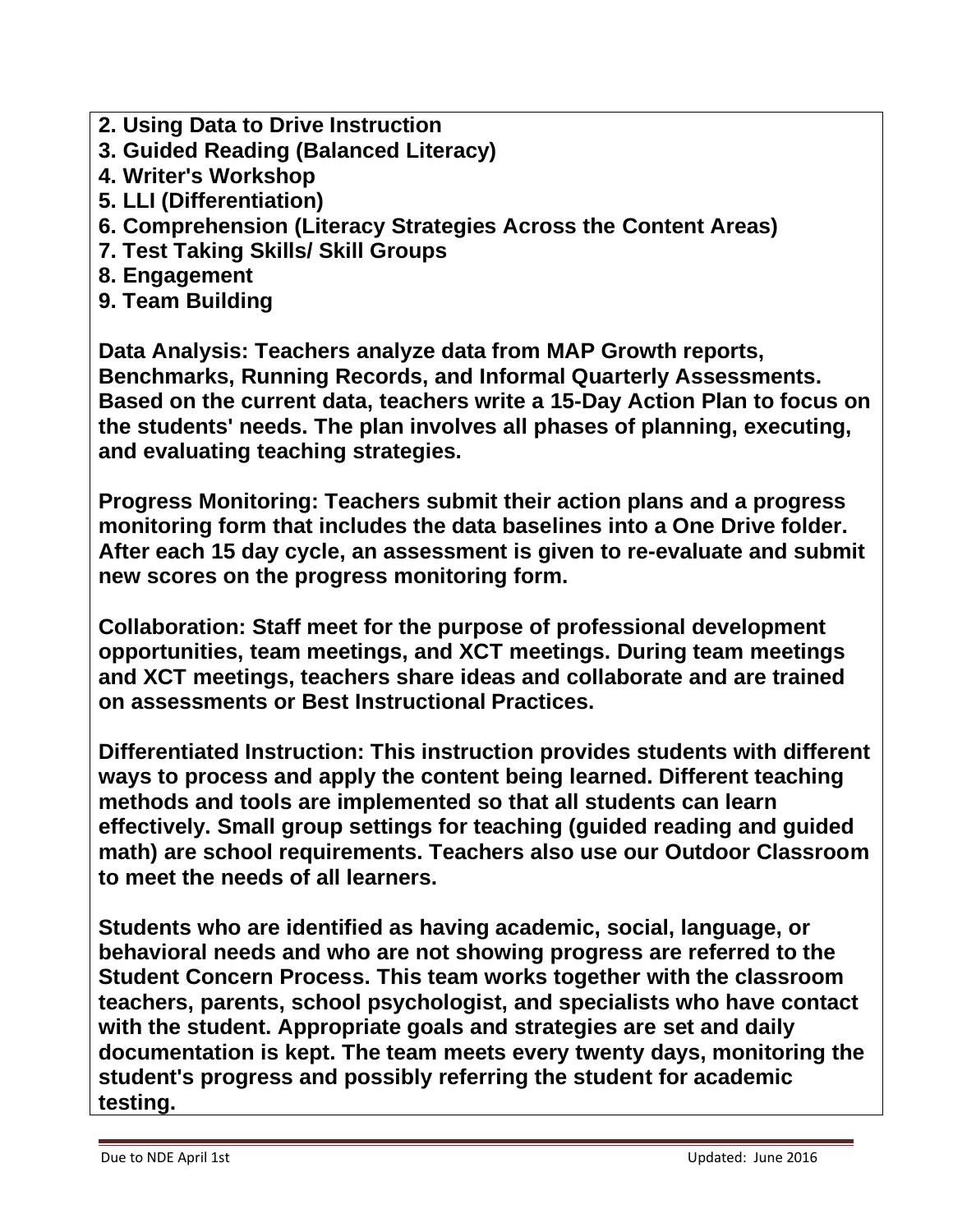**2. Using Data to Drive Instruction**
**3. Guided Reading (Balanced Literacy)**
**4. Writer's Workshop**
**5. LLI (Differentiation)**
**6. Comprehension (Literacy Strategies Across the Content Areas)**
**7. Test Taking Skills/ Skill Groups**
**8. Engagement**
**9. Team Building**

**Data Analysis: Teachers analyze data from MAP Growth reports, Benchmarks, Running Records, and Informal Quarterly Assessments. Based on the current data, teachers write a 15-Day Action Plan to focus on the students' needs. The plan involves all phases of planning, executing, and evaluating teaching strategies.**

**Progress Monitoring: Teachers submit their action plans and a progress monitoring form that includes the data baselines into a One Drive folder. After each 15 day cycle, an assessment is given to re-evaluate and submit new scores on the progress monitoring form.**

**Collaboration: Staff meet for the purpose of professional development opportunities, team meetings, and XCT meetings. During team meetings and XCT meetings, teachers share ideas and collaborate and are trained on assessments or Best Instructional Practices.**

**Differentiated Instruction: This instruction provides students with different ways to process and apply the content being learned. Different teaching methods and tools are implemented so that all students can learn effectively. Small group settings for teaching (guided reading and guided math) are school requirements. Teachers also use our Outdoor Classroom to meet the needs of all learners.**

**Students who are identified as having academic, social, language, or behavioral needs and who are not showing progress are referred to the Student Concern Process. This team works together with the classroom teachers, parents, school psychologist, and specialists who have contact with the student. Appropriate goals and strategies are set and daily documentation is kept. The team meets every twenty days, monitoring the student's progress and possibly referring the student for academic testing.**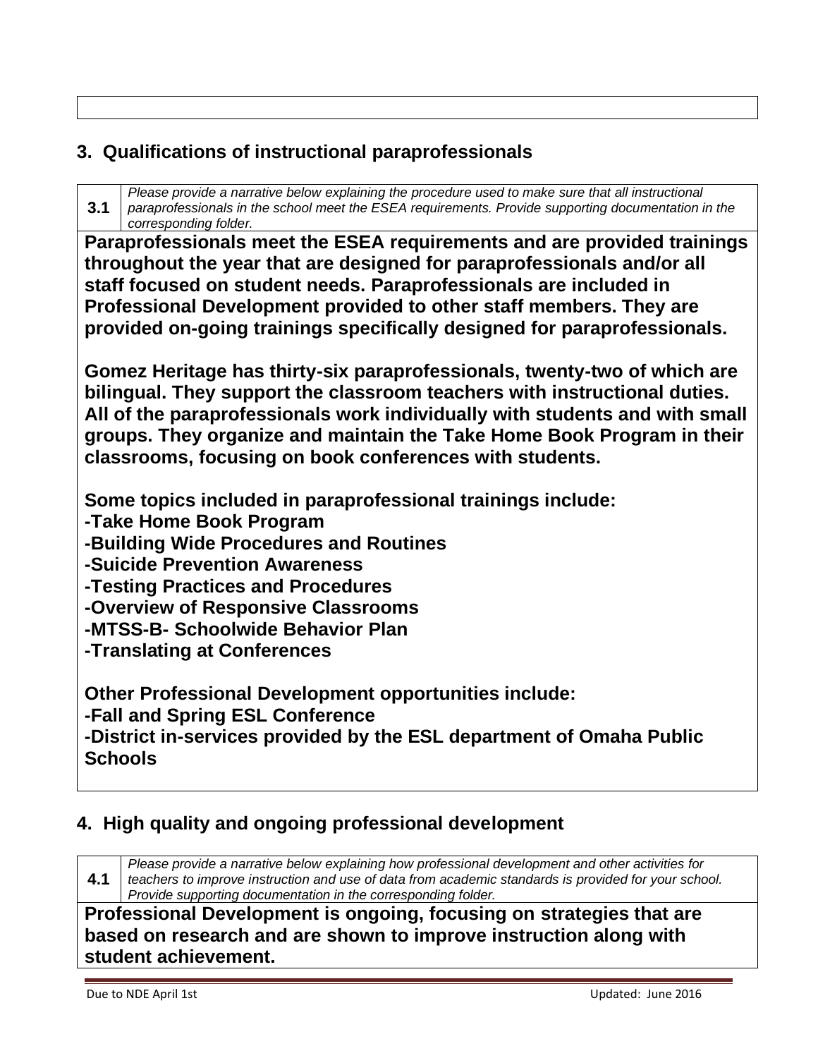## 3. Qualifications of instructional paraprofessionals

| 3.1 | *Please provide a narrative below explaining the procedure used to make sure that all instructional paraprofessionals in the school meet the ESEA requirements. Provide supporting documentation in the corresponding folder.* |
| --- | --- |

**Paraprofessionals meet the ESEA requirements and are provided trainings throughout the year that are designed for paraprofessionals and/or all staff focused on student needs. Paraprofessionals are included in Professional Development provided to other staff members. They are provided on-going trainings specifically designed for paraprofessionals.**

**Gomez Heritage has thirty-six paraprofessionals, twenty-two of which are bilingual. They support the classroom teachers with instructional duties. All of the paraprofessionals work individually with students and with small groups. They organize and maintain the Take Home Book Program in their classrooms, focusing on book conferences with students.**

**Some topics included in paraprofessional trainings include:**
**-Take Home Book Program**
**-Building Wide Procedures and Routines**
**-Suicide Prevention Awareness**
**-Testing Practices and Procedures**
**-Overview of Responsive Classrooms**
**-MTSS-B- Schoolwide Behavior Plan**
**-Translating at Conferences**

**Other Professional Development opportunities include:**
**-Fall and Spring ESL Conference**
**-District in-services provided by the ESL department of Omaha Public Schools**

## 4. High quality and ongoing professional development

| 4.1 | *Please provide a narrative below explaining how professional development and other activities for teachers to improve instruction and use of data from academic standards is provided for your school. Provide supporting documentation in the corresponding folder.* |
| --- | --- |

**Professional Development is ongoing, focusing on strategies that are based on research and are shown to improve instruction along with student achievement.**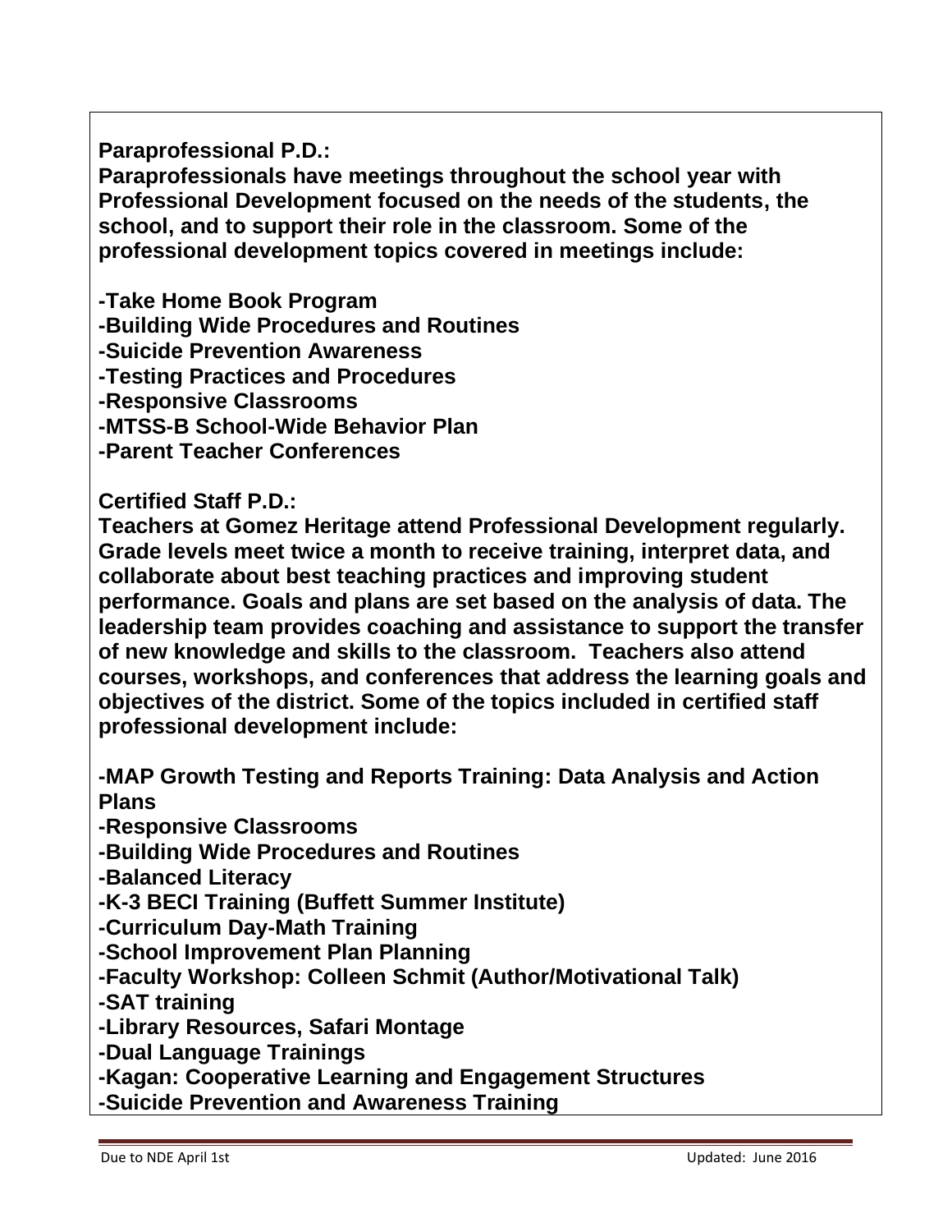**Paraprofessional P.D.:**
**Paraprofessionals have meetings throughout the school year with Professional Development focused on the needs of the students, the school, and to support their role in the classroom. Some of the professional development topics covered in meetings include:**

**-Take Home Book Program**
**-Building Wide Procedures and Routines**
**-Suicide Prevention Awareness**
**-Testing Practices and Procedures**
**-Responsive Classrooms**
**-MTSS-B School-Wide Behavior Plan**
**-Parent Teacher Conferences**

**Certified Staff P.D.:**
**Teachers at Gomez Heritage attend Professional Development regularly. Grade levels meet twice a month to receive training, interpret data, and collaborate about best teaching practices and improving student performance. Goals and plans are set based on the analysis of data. The leadership team provides coaching and assistance to support the transfer of new knowledge and skills to the classroom. Teachers also attend courses, workshops, and conferences that address the learning goals and objectives of the district. Some of the topics included in certified staff professional development include:**

**-MAP Growth Testing and Reports Training: Data Analysis and Action Plans**
**-Responsive Classrooms**
**-Building Wide Procedures and Routines**
**-Balanced Literacy**
**-K-3 BECI Training (Buffett Summer Institute)**
**-Curriculum Day-Math Training**
**-School Improvement Plan Planning**
**-Faculty Workshop: Colleen Schmit (Author/Motivational Talk)**
**-SAT training**
**-Library Resources, Safari Montage**
**-Dual Language Trainings**
**-Kagan: Cooperative Learning and Engagement Structures**
**-Suicide Prevention and Awareness Training**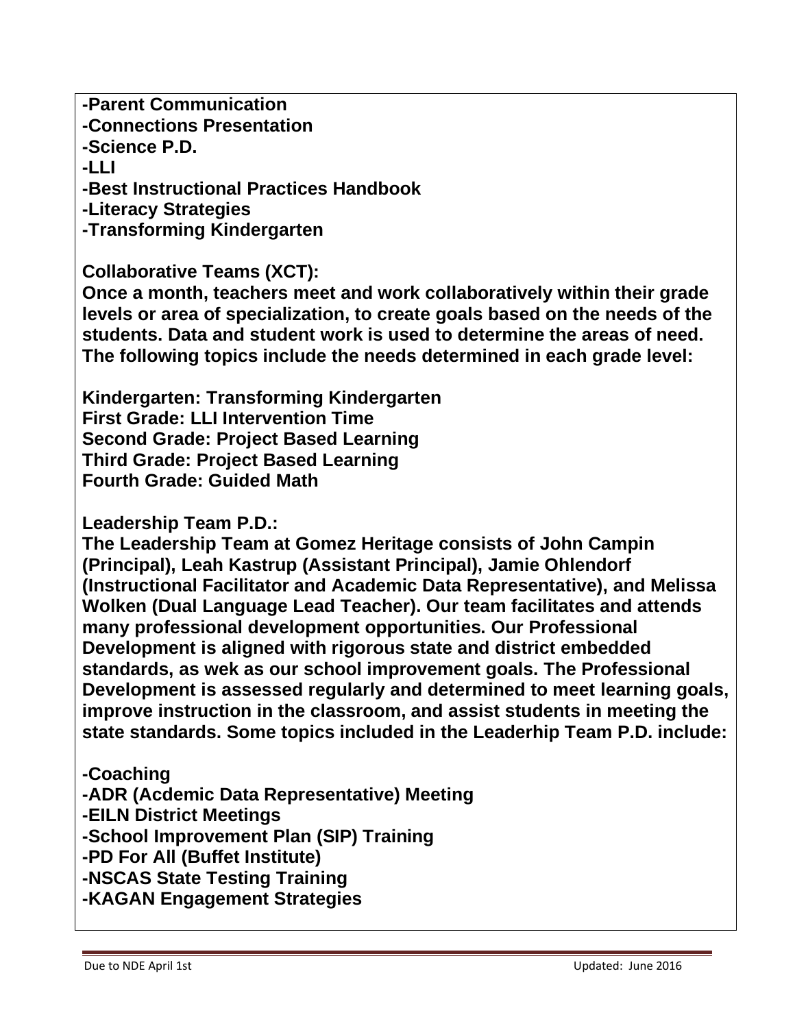**-Parent Communication**
**-Connections Presentation**
**-Science P.D.**
**-LLI**
**-Best Instructional Practices Handbook**
**-Literacy Strategies**
**-Transforming Kindergarten**

**Collaborative Teams (XCT):**
**Once a month, teachers meet and work collaboratively within their grade levels or area of specialization, to create goals based on the needs of the students. Data and student work is used to determine the areas of need. The following topics include the needs determined in each grade level:**

**Kindergarten: Transforming Kindergarten**
**First Grade: LLI Intervention Time**
**Second Grade: Project Based Learning**
**Third Grade: Project Based Learning**
**Fourth Grade: Guided Math**

**Leadership Team P.D.:**
**The Leadership Team at Gomez Heritage consists of John Campin (Principal), Leah Kastrup (Assistant Principal), Jamie Ohlendorf (Instructional Facilitator and Academic Data Representative), and Melissa Wolken (Dual Language Lead Teacher). Our team facilitates and attends many professional development opportunities. Our Professional Development is aligned with rigorous state and district embedded standards, as wek as our school improvement goals. The Professional Development is assessed regularly and determined to meet learning goals, improve instruction in the classroom, and assist students in meeting the state standards. Some topics included in the Leaderhip Team P.D. include:**

**-Coaching**
**-ADR (Acdemic Data Representative) Meeting**
**-EILN District Meetings**
**-School Improvement Plan (SIP) Training**
**-PD For All (Buffet Institute)**
**-NSCAS State Testing Training**
**-KAGAN Engagement Strategies**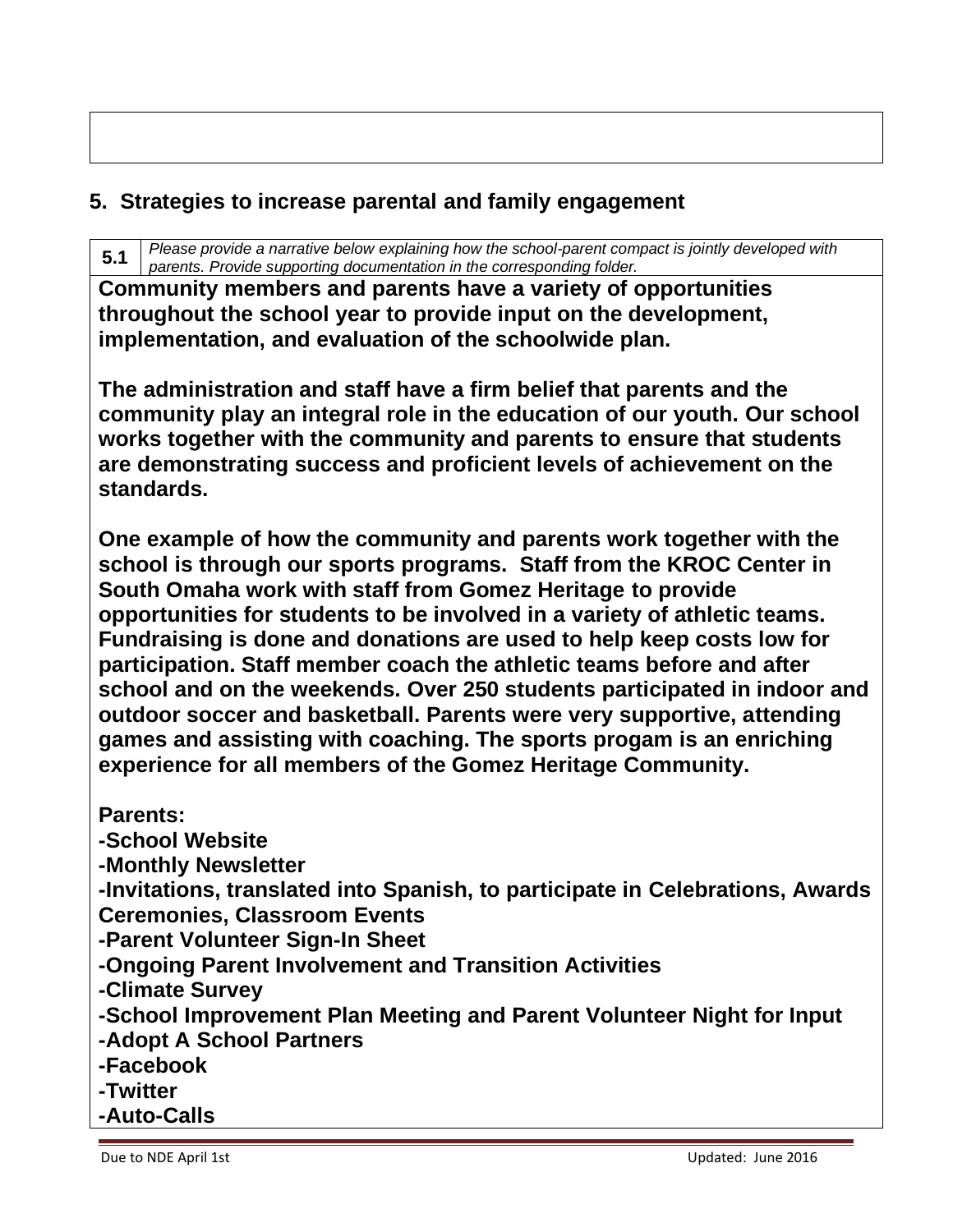## 5. Strategies to increase parental and family engagement

**5.1** *Please provide a narrative below explaining how the school-parent compact is jointly developed with parents. Provide supporting documentation in the corresponding folder.*

**Community members and parents have a variety of opportunities throughout the school year to provide input on the development, implementation, and evaluation of the schoolwide plan.**

**The administration and staff have a firm belief that parents and the community play an integral role in the education of our youth. Our school works together with the community and parents to ensure that students are demonstrating success and proficient levels of achievement on the standards.**

**One example of how the community and parents work together with the school is through our sports programs. Staff from the KROC Center in South Omaha work with staff from Gomez Heritage to provide opportunities for students to be involved in a variety of athletic teams. Fundraising is done and donations are used to help keep costs low for participation. Staff member coach the athletic teams before and after school and on the weekends. Over 250 students participated in indoor and outdoor soccer and basketball. Parents were very supportive, attending games and assisting with coaching. The sports progam is an enriching experience for all members of the Gomez Heritage Community.**

**Parents:**
**-School Website**
**-Monthly Newsletter**
**-Invitations, translated into Spanish, to participate in Celebrations, Awards Ceremonies, Classroom Events**
**-Parent Volunteer Sign-In Sheet**
**-Ongoing Parent Involvement and Transition Activities**
**-Climate Survey**
**-School Improvement Plan Meeting and Parent Volunteer Night for Input**
**-Adopt A School Partners**
**-Facebook**
**-Twitter**
**-Auto-Calls**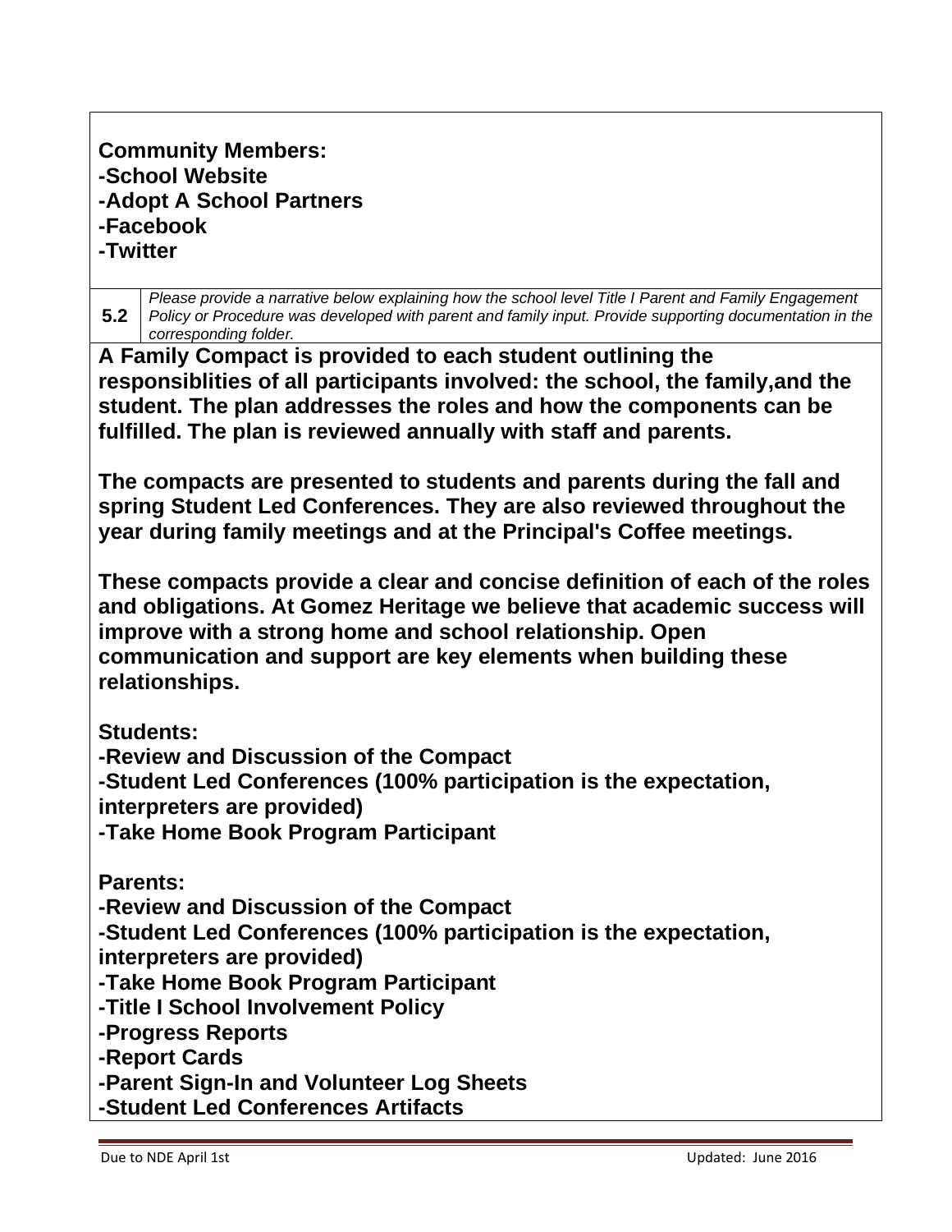**Community Members:**
**-School Website**
**-Adopt A School Partners**
**-Facebook**
**-Twitter**

| 5.2 | *Please provide a narrative below explaining how the school level Title I Parent and Family Engagement Policy or Procedure was developed with parent and family input. Provide supporting documentation in the corresponding folder.* |
|---|---|

**A Family Compact is provided to each student outlining the responsiblities of all participants involved: the school, the family,and the student. The plan addresses the roles and how the components can be fulfilled. The plan is reviewed annually with staff and parents.**

**The compacts are presented to students and parents during the fall and spring Student Led Conferences. They are also reviewed throughout the year during family meetings and at the Principal's Coffee meetings.**

**These compacts provide a clear and concise definition of each of the roles and obligations. At Gomez Heritage we believe that academic success will improve with a strong home and school relationship. Open communication and support are key elements when building these relationships.**

**Students:**
**-Review and Discussion of the Compact**
**-Student Led Conferences (100% participation is the expectation, interpreters are provided)**
**-Take Home Book Program Participant**

**Parents:**
**-Review and Discussion of the Compact**
**-Student Led Conferences (100% participation is the expectation, interpreters are provided)**
**-Take Home Book Program Participant**
**-Title I School Involvement Policy**
**-Progress Reports**
**-Report Cards**
**-Parent Sign-In and Volunteer Log Sheets**
**-Student Led Conferences Artifacts**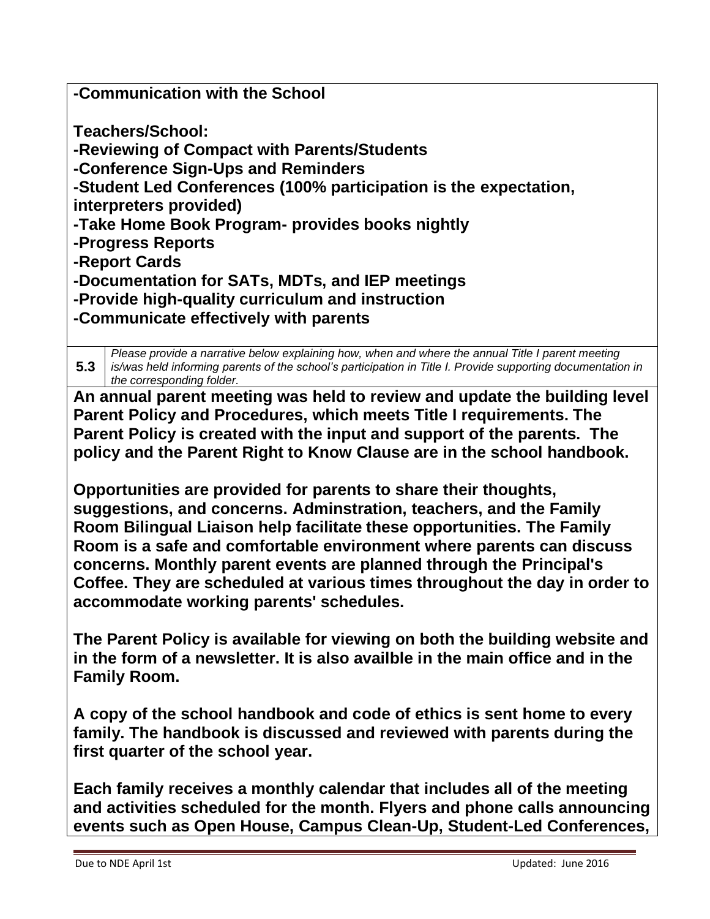**-Communication with the School**

**Teachers/School:**
**-Reviewing of Compact with Parents/Students**
**-Conference Sign-Ups and Reminders**
**-Student Led Conferences (100% participation is the expectation, interpreters provided)**
**-Take Home Book Program- provides books nightly**
**-Progress Reports**
**-Report Cards**
**-Documentation for SATs, MDTs, and IEP meetings**
**-Provide high-quality curriculum and instruction**
**-Communicate effectively with parents**

| 5.3 | *Please provide a narrative below explaining how, when and where the annual Title I parent meeting is/was held informing parents of the school's participation in Title I. Provide supporting documentation in the corresponding folder.* |
|---|---|

**An annual parent meeting was held to review and update the building level Parent Policy and Procedures, which meets Title I requirements. The Parent Policy is created with the input and support of the parents. The policy and the Parent Right to Know Clause are in the school handbook.**

**Opportunities are provided for parents to share their thoughts, suggestions, and concerns. Adminstration, teachers, and the Family Room Bilingual Liaison help facilitate these opportunities. The Family Room is a safe and comfortable environment where parents can discuss concerns. Monthly parent events are planned through the Principal's Coffee. They are scheduled at various times throughout the day in order to accommodate working parents' schedules.**

**The Parent Policy is available for viewing on both the building website and in the form of a newsletter. It is also availble in the main office and in the Family Room.**

**A copy of the school handbook and code of ethics is sent home to every family. The handbook is discussed and reviewed with parents during the first quarter of the school year.**

**Each family receives a monthly calendar that includes all of the meeting and activities scheduled for the month. Flyers and phone calls announcing events such as Open House, Campus Clean-Up, Student-Led Conferences,**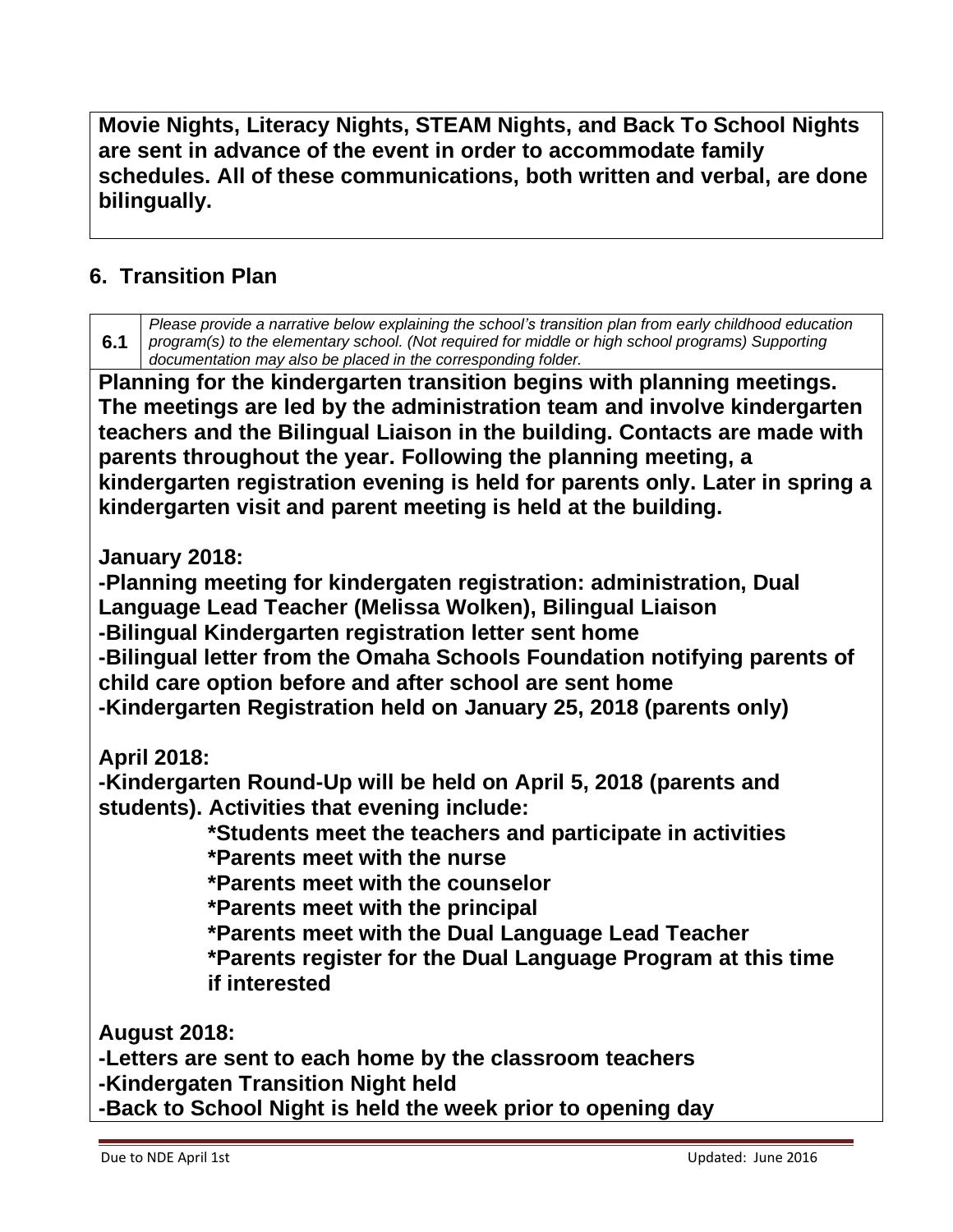**Movie Nights, Literacy Nights, STEAM Nights, and Back To School Nights are sent in advance of the event in order to accommodate family schedules. All of these communications, both written and verbal, are done bilingually.**

## 6. Transition Plan

| 6.1 | *Please provide a narrative below explaining the school's transition plan from early childhood education program(s) to the elementary school. (Not required for middle or high school programs) Supporting documentation may also be placed in the corresponding folder.* |
|---|---|

**Planning for the kindergarten transition begins with planning meetings. The meetings are led by the administration team and involve kindergarten teachers and the Bilingual Liaison in the building. Contacts are made with parents throughout the year. Following the planning meeting, a kindergarten registration evening is held for parents only. Later in spring a kindergarten visit and parent meeting is held at the building.**

**January 2018:**
**-Planning meeting for kindergaten registration: administration, Dual Language Lead Teacher (Melissa Wolken), Bilingual Liaison**
**-Bilingual Kindergarten registration letter sent home**
**-Bilingual letter from the Omaha Schools Foundation notifying parents of child care option before and after school are sent home**
**-Kindergarten Registration held on January 25, 2018 (parents only)**

**April 2018:**
**-Kindergarten Round-Up will be held on April 5, 2018 (parents and students). Activities that evening include:**
**\*Students meet the teachers and participate in activities**
**\*Parents meet with the nurse**
**\*Parents meet with the counselor**
**\*Parents meet with the principal**
**\*Parents meet with the Dual Language Lead Teacher**
**\*Parents register for the Dual Language Program at this time if interested**

**August 2018:**
**-Letters are sent to each home by the classroom teachers**
**-Kindergaten Transition Night held**
**-Back to School Night is held the week prior to opening day**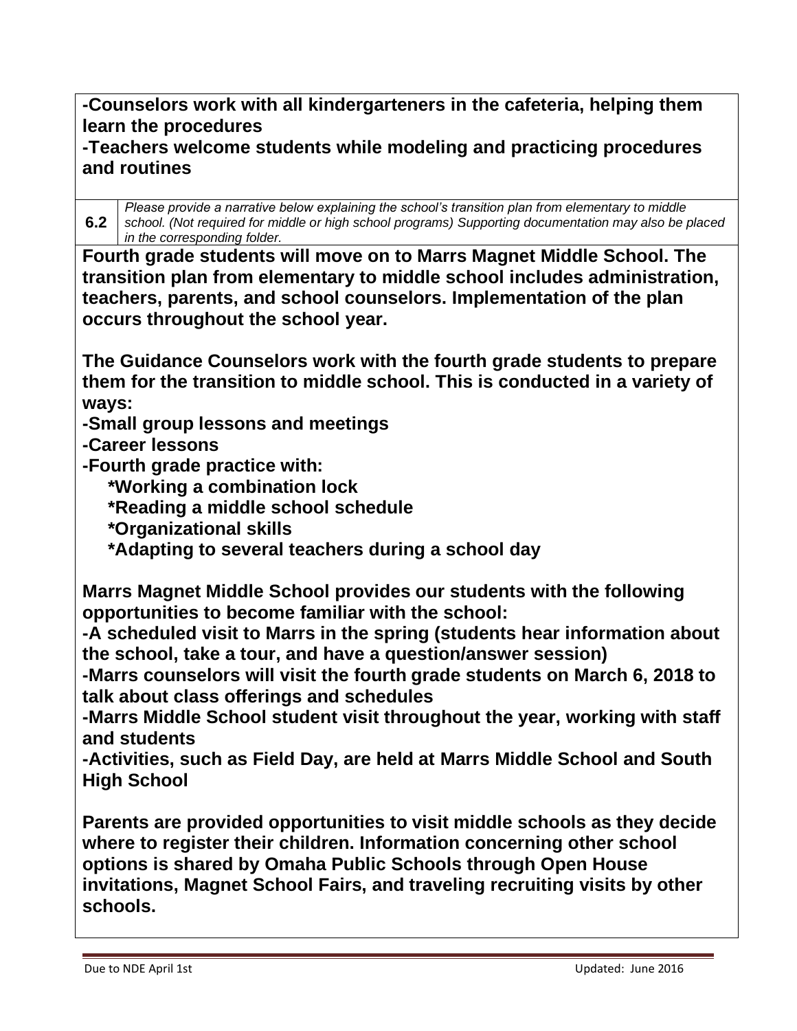**-Counselors work with all kindergarteners in the cafeteria, helping them learn the procedures**
**-Teachers welcome students while modeling and practicing procedures and routines**

| 6.2 | *Please provide a narrative below explaining the school's transition plan from elementary to middle school. (Not required for middle or high school programs) Supporting documentation may also be placed in the corresponding folder.* |
|---|---|

**Fourth grade students will move on to Marrs Magnet Middle School. The transition plan from elementary to middle school includes administration, teachers, parents, and school counselors. Implementation of the plan occurs throughout the school year.**

**The Guidance Counselors work with the fourth grade students to prepare them for the transition to middle school. This is conducted in a variety of ways:**
**-Small group lessons and meetings**
**-Career lessons**
**-Fourth grade practice with:**
  **\*Working a combination lock**
  **\*Reading a middle school schedule**
  **\*Organizational skills**
  **\*Adapting to several teachers during a school day**

**Marrs Magnet Middle School provides our students with the following opportunities to become familiar with the school:**
**-A scheduled visit to Marrs in the spring (students hear information about the school, take a tour, and have a question/answer session)**
**-Marrs counselors will visit the fourth grade students on March 6, 2018 to talk about class offerings and schedules**
**-Marrs Middle School student visit throughout the year, working with staff and students**
**-Activities, such as Field Day, are held at Marrs Middle School and South High School**

**Parents are provided opportunities to visit middle schools as they decide where to register their children. Information concerning other school options is shared by Omaha Public Schools through Open House invitations, Magnet School Fairs, and traveling recruiting visits by other schools.**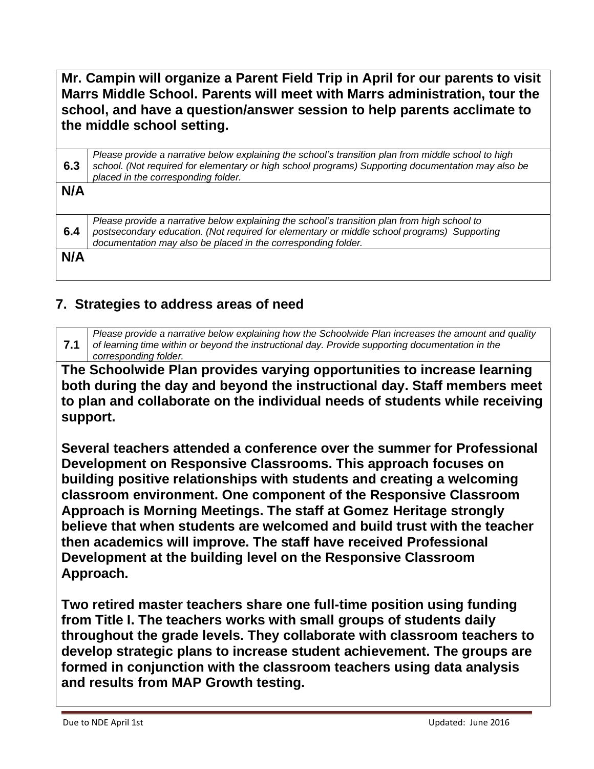**Mr. Campin will organize a Parent Field Trip in April for our parents to visit Marrs Middle School. Parents will meet with Marrs administration, tour the school, and have a question/answer session to help parents acclimate to the middle school setting.**

| | |
|---|---|
| **6.3** | *Please provide a narrative below explaining the school's transition plan from middle school to high school. (Not required for elementary or high school programs) Supporting documentation may also be placed in the corresponding folder.* |

**N/A**

| | |
|---|---|
| **6.4** | *Please provide a narrative below explaining the school's transition plan from high school to postsecondary education. (Not required for elementary or middle school programs) Supporting documentation may also be placed in the corresponding folder.* |

**N/A**

## 7. Strategies to address areas of need

| | |
|---|---|
| **7.1** | *Please provide a narrative below explaining how the Schoolwide Plan increases the amount and quality of learning time within or beyond the instructional day. Provide supporting documentation in the corresponding folder.* |

**The Schoolwide Plan provides varying opportunities to increase learning both during the day and beyond the instructional day. Staff members meet to plan and collaborate on the individual needs of students while receiving support.**

**Several teachers attended a conference over the summer for Professional Development on Responsive Classrooms. This approach focuses on building positive relationships with students and creating a welcoming classroom environment. One component of the Responsive Classroom Approach is Morning Meetings. The staff at Gomez Heritage strongly believe that when students are welcomed and build trust with the teacher then academics will improve. The staff have received Professional Development at the building level on the Responsive Classroom Approach.**

**Two retired master teachers share one full-time position using funding from Title I. The teachers works with small groups of students daily throughout the grade levels. They collaborate with classroom teachers to develop strategic plans to increase student achievement. The groups are formed in conjunction with the classroom teachers using data analysis and results from MAP Growth testing.**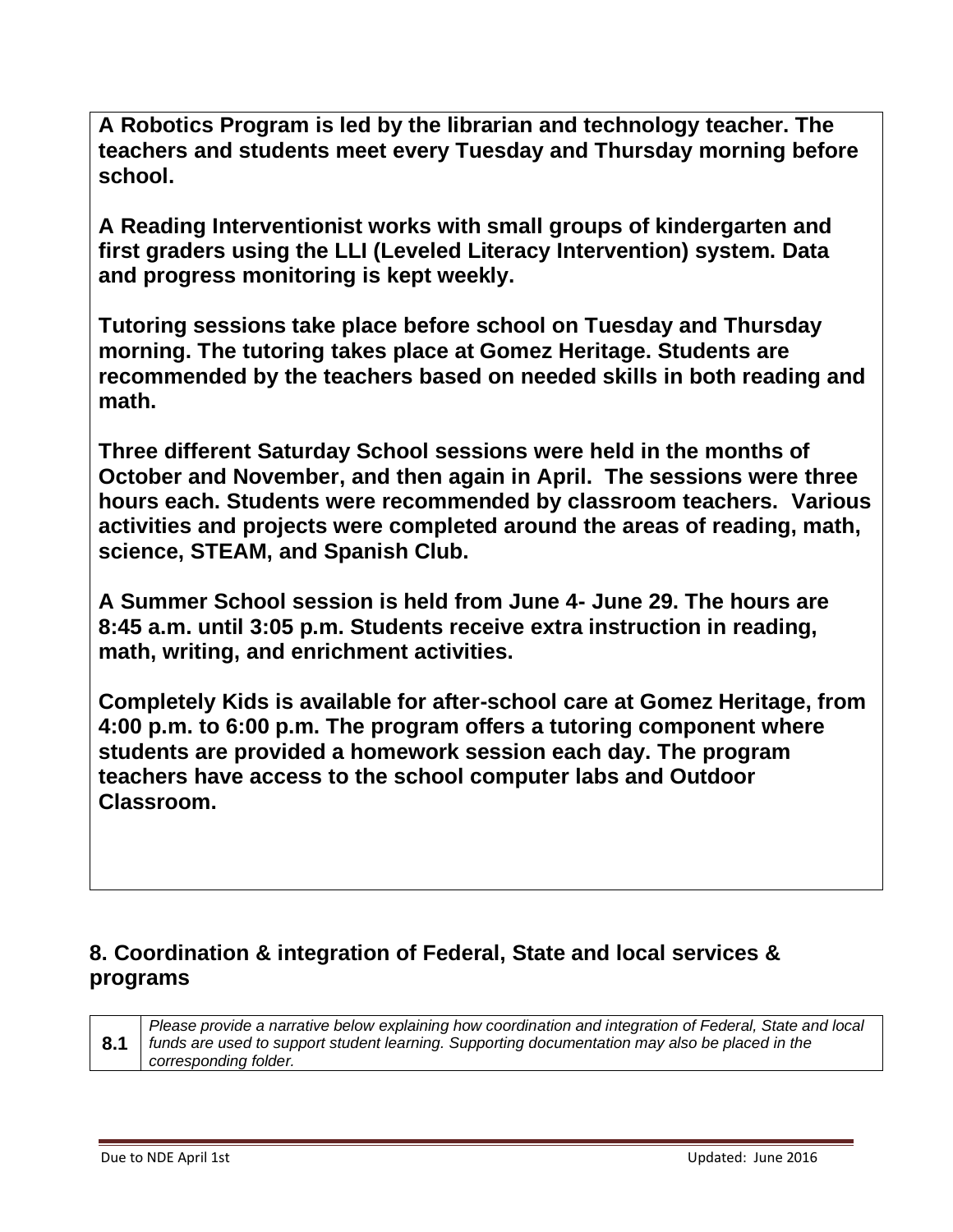**A Robotics Program is led by the librarian and technology teacher. The teachers and students meet every Tuesday and Thursday morning before school.**

**A Reading Interventionist works with small groups of kindergarten and first graders using the LLI (Leveled Literacy Intervention) system. Data and progress monitoring is kept weekly.**

**Tutoring sessions take place before school on Tuesday and Thursday morning. The tutoring takes place at Gomez Heritage. Students are recommended by the teachers based on needed skills in both reading and math.**

**Three different Saturday School sessions were held in the months of October and November, and then again in April. The sessions were three hours each. Students were recommended by classroom teachers. Various activities and projects were completed around the areas of reading, math, science, STEAM, and Spanish Club.**

**A Summer School session is held from June 4- June 29. The hours are 8:45 a.m. until 3:05 p.m. Students receive extra instruction in reading, math, writing, and enrichment activities.**

**Completely Kids is available for after-school care at Gomez Heritage, from 4:00 p.m. to 6:00 p.m. The program offers a tutoring component where students are provided a homework session each day. The program teachers have access to the school computer labs and Outdoor Classroom.**

## 8. Coordination & integration of Federal, State and local services & programs

| | |
|---|---|
| **8.1** | *Please provide a narrative below explaining how coordination and integration of Federal, State and local funds are used to support student learning. Supporting documentation may also be placed in the corresponding folder.* |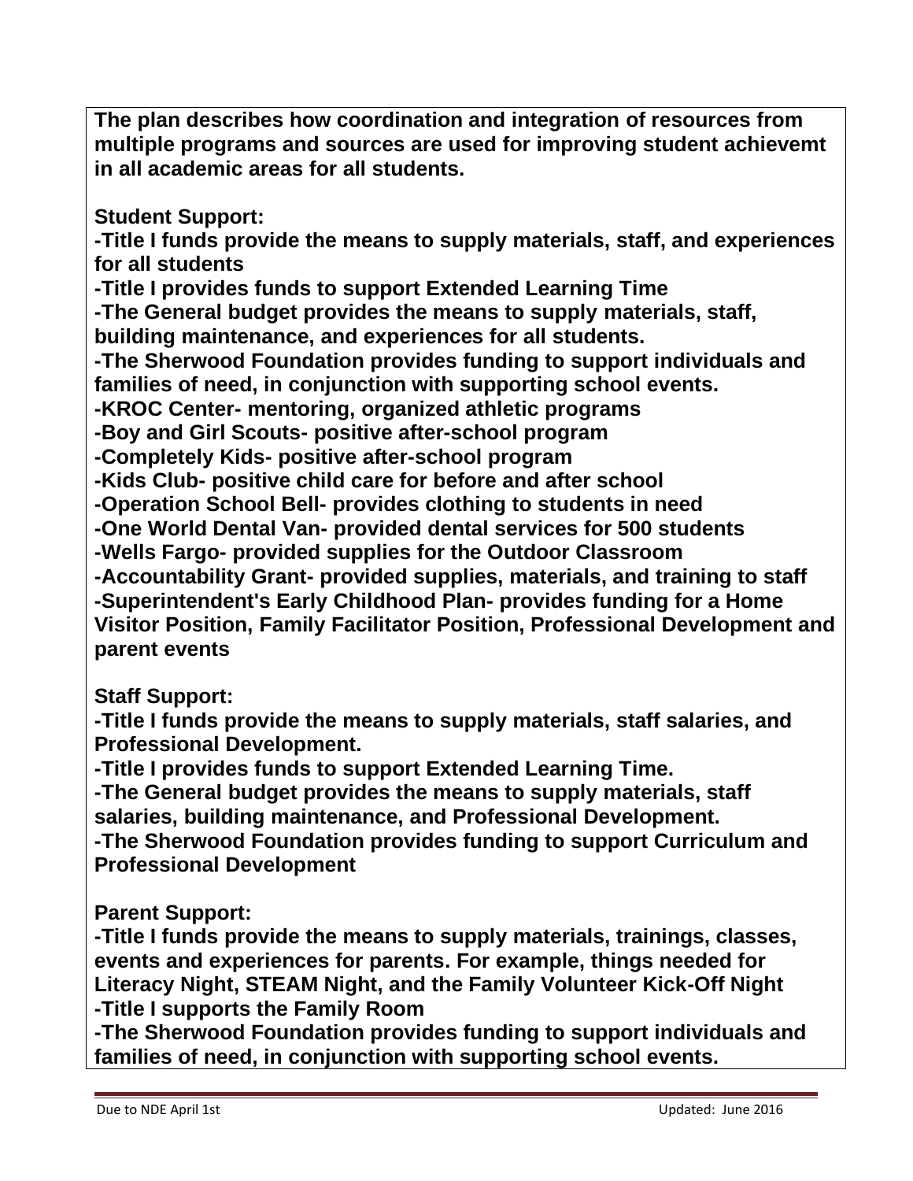**The plan describes how coordination and integration of resources from multiple programs and sources are used for improving student achievemt in all academic areas for all students.**

**Student Support:**

**-Title I funds provide the means to supply materials, staff, and experiences for all students**
**-Title I provides funds to support Extended Learning Time**
**-The General budget provides the means to supply materials, staff, building maintenance, and experiences for all students.**
**-The Sherwood Foundation provides funding to support individuals and families of need, in conjunction with supporting school events.**
**-KROC Center- mentoring, organized athletic programs**
**-Boy and Girl Scouts- positive after-school program**
**-Completely Kids- positive after-school program**
**-Kids Club- positive child care for before and after school**
**-Operation School Bell- provides clothing to students in need**
**-One World Dental Van- provided dental services for 500 students**
**-Wells Fargo- provided supplies for the Outdoor Classroom**
**-Accountability Grant- provided supplies, materials, and training to staff**
**-Superintendent's Early Childhood Plan- provides funding for a Home Visitor Position, Family Facilitator Position, Professional Development and parent events**

**Staff Support:**

**-Title I funds provide the means to supply materials, staff salaries, and Professional Development.**
**-Title I provides funds to support Extended Learning Time.**
**-The General budget provides the means to supply materials, staff salaries, building maintenance, and Professional Development.**
**-The Sherwood Foundation provides funding to support Curriculum and Professional Development**

**Parent Support:**

**-Title I funds provide the means to supply materials, trainings, classes, events and experiences for parents. For example, things needed for Literacy Night, STEAM Night, and the Family Volunteer Kick-Off Night**
**-Title I supports the Family Room**
**-The Sherwood Foundation provides funding to support individuals and families of need, in conjunction with supporting school events.**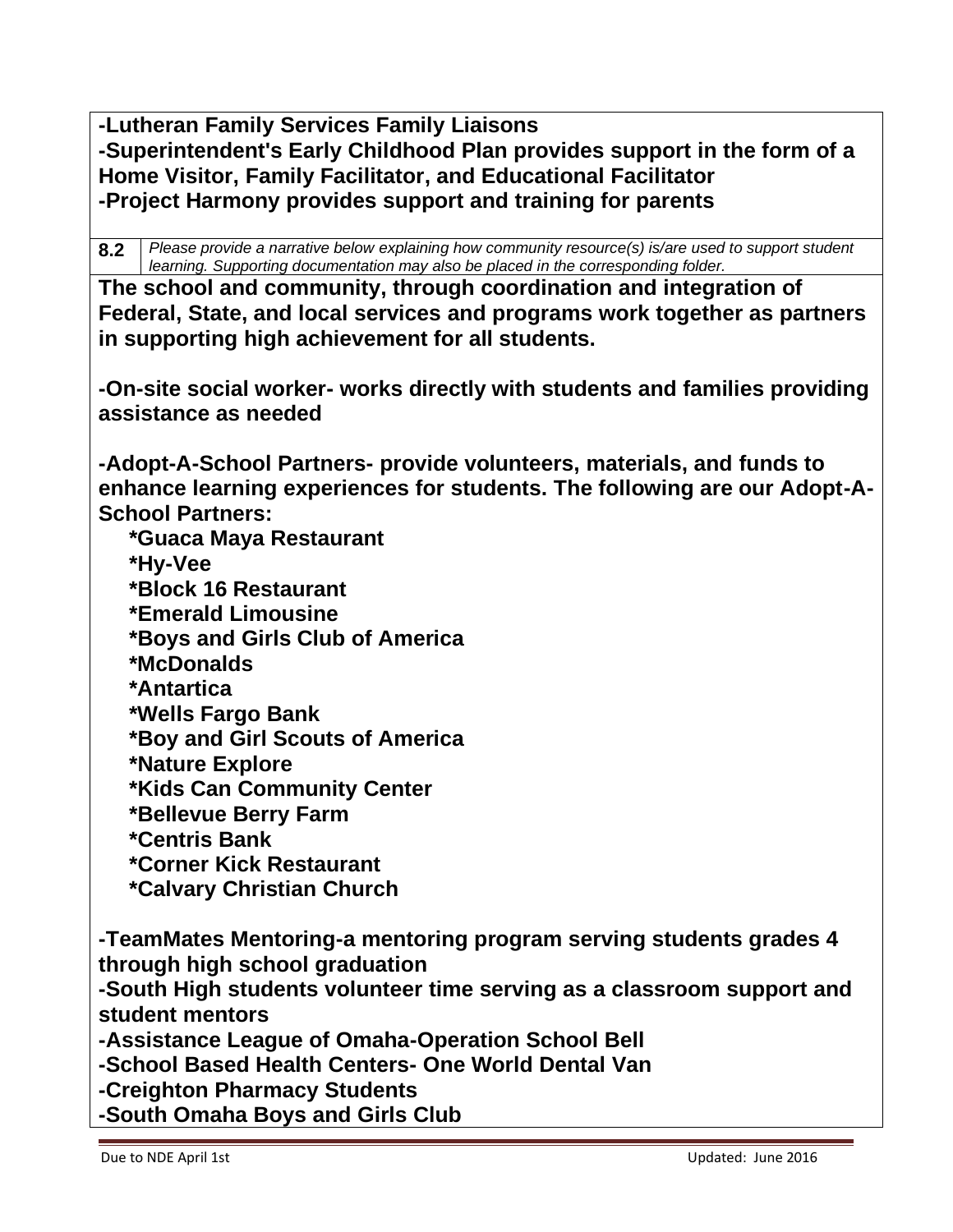**-Lutheran Family Services Family Liaisons**
**-Superintendent's Early Childhood Plan provides support in the form of a Home Visitor, Family Facilitator, and Educational Facilitator**
**-Project Harmony provides support and training for parents**

| 8.2 | *Please provide a narrative below explaining how community resource(s) is/are used to support student learning. Supporting documentation may also be placed in the corresponding folder.* |
|---|---|

**The school and community, through coordination and integration of Federal, State, and local services and programs work together as partners in supporting high achievement for all students.**

**-On-site social worker- works directly with students and families providing assistance as needed**

**-Adopt-A-School Partners- provide volunteers, materials, and funds to enhance learning experiences for students. The following are our Adopt-A-School Partners:**

**\*Guaca Maya Restaurant**
**\*Hy-Vee**
**\*Block 16 Restaurant**
**\*Emerald Limousine**
**\*Boys and Girls Club of America**
**\*McDonalds**
**\*Antartica**
**\*Wells Fargo Bank**
**\*Boy and Girl Scouts of America**
**\*Nature Explore**
**\*Kids Can Community Center**
**\*Bellevue Berry Farm**
**\*Centris Bank**
**\*Corner Kick Restaurant**
**\*Calvary Christian Church**

**-TeamMates Mentoring-a mentoring program serving students grades 4 through high school graduation**
**-South High students volunteer time serving as a classroom support and student mentors**
**-Assistance League of Omaha-Operation School Bell**
**-School Based Health Centers- One World Dental Van**
**-Creighton Pharmacy Students**
**-South Omaha Boys and Girls Club**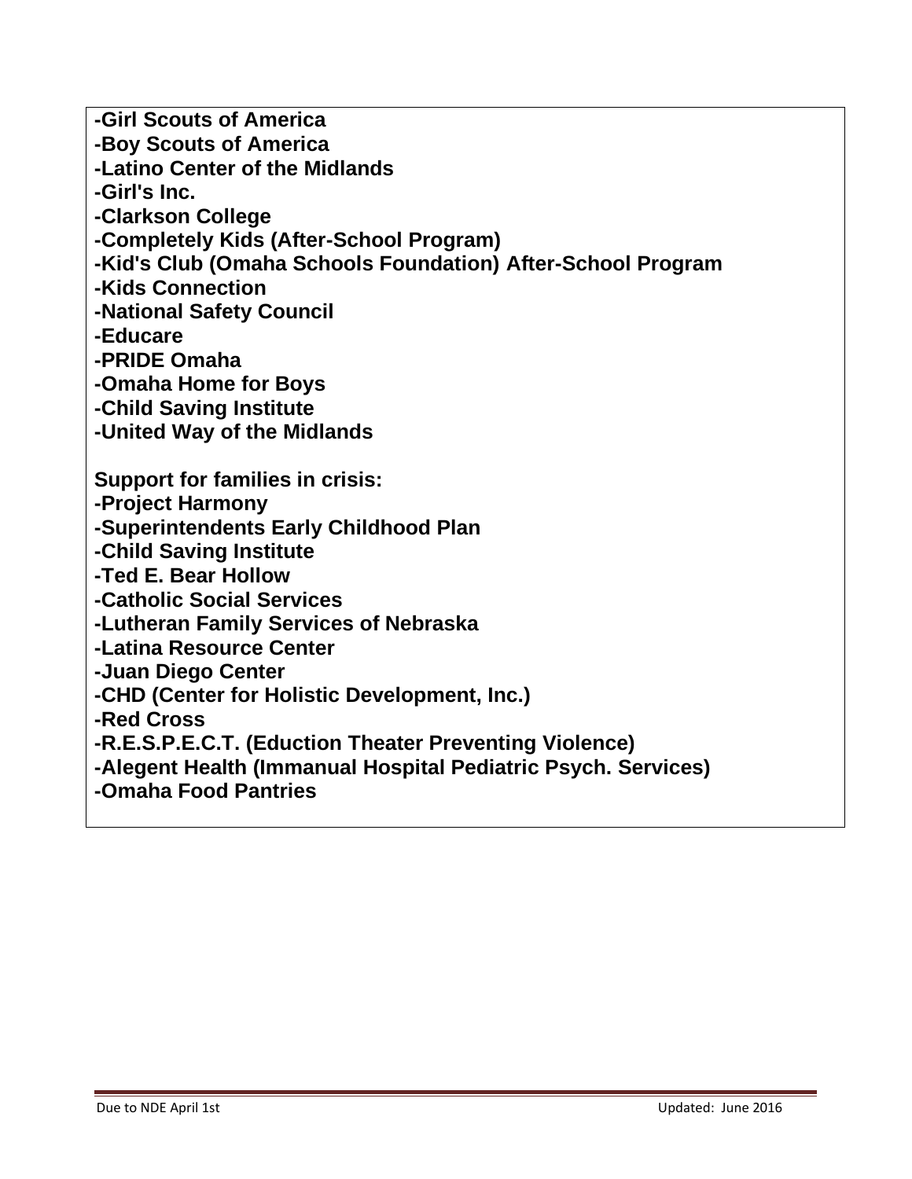**-Girl Scouts of America**
**-Boy Scouts of America**
**-Latino Center of the Midlands**
**-Girl's Inc.**
**-Clarkson College**
**-Completely Kids (After-School Program)**
**-Kid's Club (Omaha Schools Foundation) After-School Program**
**-Kids Connection**
**-National Safety Council**
**-Educare**
**-PRIDE Omaha**
**-Omaha Home for Boys**
**-Child Saving Institute**
**-United Way of the Midlands**

**Support for families in crisis:**
**-Project Harmony**
**-Superintendents Early Childhood Plan**
**-Child Saving Institute**
**-Ted E. Bear Hollow**
**-Catholic Social Services**
**-Lutheran Family Services of Nebraska**
**-Latina Resource Center**
**-Juan Diego Center**
**-CHD (Center for Holistic Development, Inc.)**
**-Red Cross**
**-R.E.S.P.E.C.T. (Eduction Theater Preventing Violence)**
**-Alegent Health (Immanual Hospital Pediatric Psych. Services)**
**-Omaha Food Pantries**